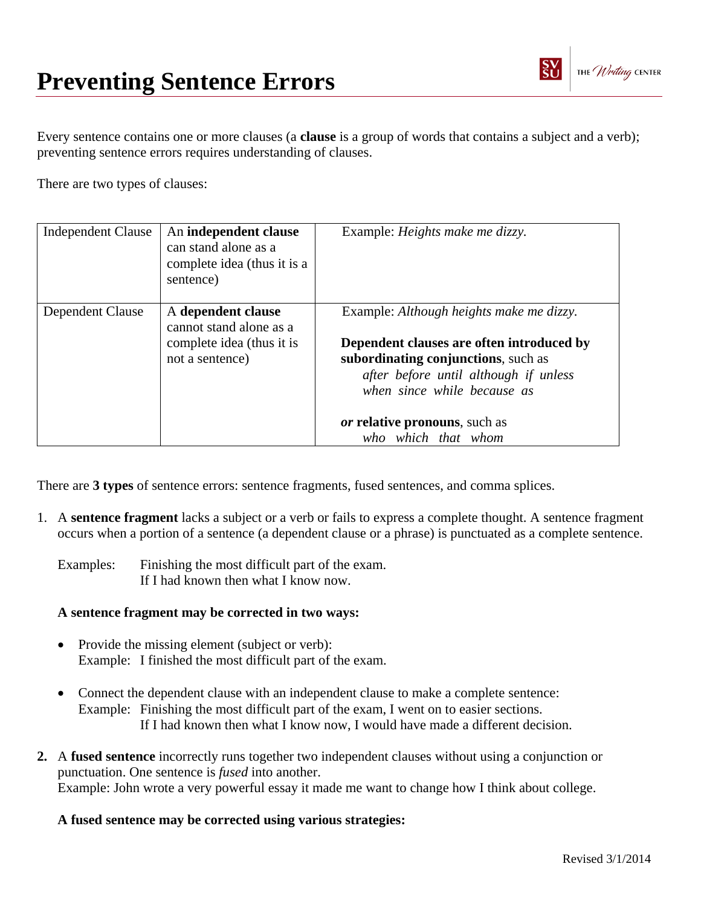# Preventing Sentence Errors

Every sentence contains one or more clauses (a **clause** is a group of words that contains a subject and a verb); preventing sentence errors requires understanding of clauses.

There are two types of clauses:

| Independent Clause | An **independent clause** can stand alone as a complete idea (thus it is a sentence) | Example: *Heights make me dizzy.* |
|---|---|---|
| Dependent Clause | A **dependent clause** cannot stand alone as a complete idea (thus it is not a sentence) | Example: *Although heights make me dizzy.* **Dependent clauses are often introduced by subordinating conjunctions**, such as *after before until although if unless when since while because as* ***or*** **relative pronouns**, such as *who which that whom* |

There are **3 types** of sentence errors: sentence fragments, fused sentences, and comma splices.

1. A **sentence fragment** lacks a subject or a verb or fails to express a complete thought. A sentence fragment occurs when a portion of a sentence (a dependent clause or a phrase) is punctuated as a complete sentence.

   Examples: Finishing the most difficult part of the exam.
   If I had known then what I know now.

   **A sentence fragment may be corrected in two ways:**

   - Provide the missing element (subject or verb):
     Example: I finished the most difficult part of the exam.

   - Connect the dependent clause with an independent clause to make a complete sentence:
     Example: Finishing the most difficult part of the exam, I went on to easier sections.
     If I had known then what I know now, I would have made a different decision.

2. A **fused sentence** incorrectly runs together two independent clauses without using a conjunction or punctuation. One sentence is *fused* into another.
   Example: John wrote a very powerful essay it made me want to change how I think about college.

   **A fused sentence may be corrected using various strategies:**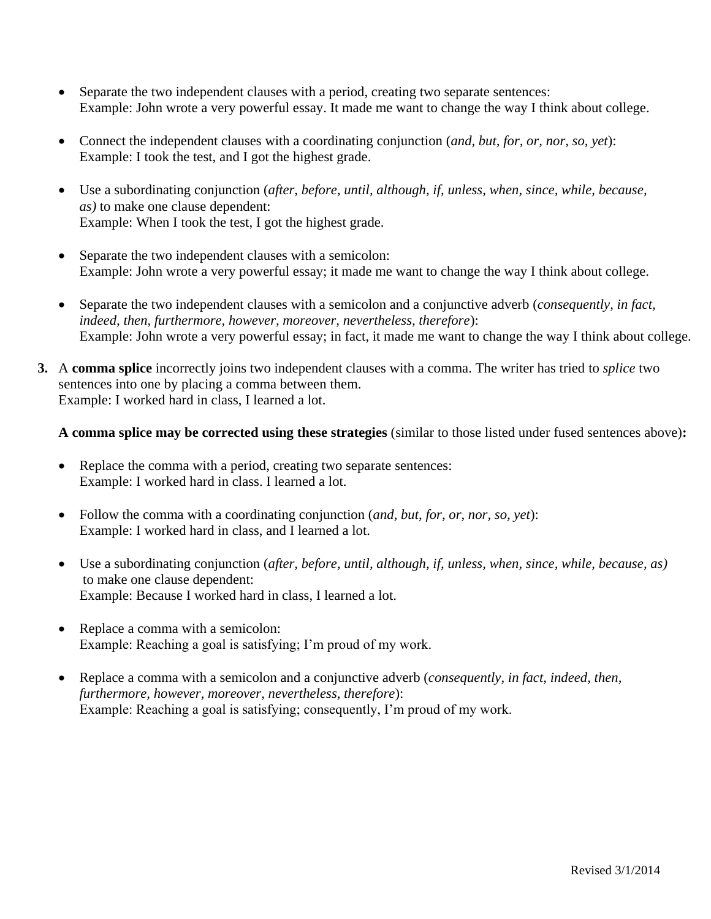- Separate the two independent clauses with a period, creating two separate sentences:
  Example: John wrote a very powerful essay. It made me want to change the way I think about college.

- Connect the independent clauses with a coordinating conjunction (*and, but, for, or, nor, so, yet*):
  Example: I took the test, and I got the highest grade.

- Use a subordinating conjunction (*after, before, until, although, if, unless, when, since, while, because, as)* to make one clause dependent:
  Example: When I took the test, I got the highest grade.

- Separate the two independent clauses with a semicolon:
  Example: John wrote a very powerful essay; it made me want to change the way I think about college.

- Separate the two independent clauses with a semicolon and a conjunctive adverb (*consequently, in fact, indeed, then, furthermore, however, moreover, nevertheless, therefore*):
  Example: John wrote a very powerful essay; in fact, it made me want to change the way I think about college.

**3.** A **comma splice** incorrectly joins two independent clauses with a comma. The writer has tried to *splice* two sentences into one by placing a comma between them.
Example: I worked hard in class, I learned a lot.

**A comma splice may be corrected using these strategies** (similar to those listed under fused sentences above)**:**

- Replace the comma with a period, creating two separate sentences:
  Example: I worked hard in class. I learned a lot.

- Follow the comma with a coordinating conjunction (*and, but, for, or, nor, so, yet*):
  Example: I worked hard in class, and I learned a lot.

- Use a subordinating conjunction (*after, before, until, although, if, unless, when, since, while, because, as)* to make one clause dependent:
  Example: Because I worked hard in class, I learned a lot.

- Replace a comma with a semicolon:
  Example: Reaching a goal is satisfying; I'm proud of my work.

- Replace a comma with a semicolon and a conjunctive adverb (*consequently, in fact, indeed, then, furthermore, however, moreover, nevertheless, therefore*):
  Example: Reaching a goal is satisfying; consequently, I'm proud of my work.

Revised 3/1/2014